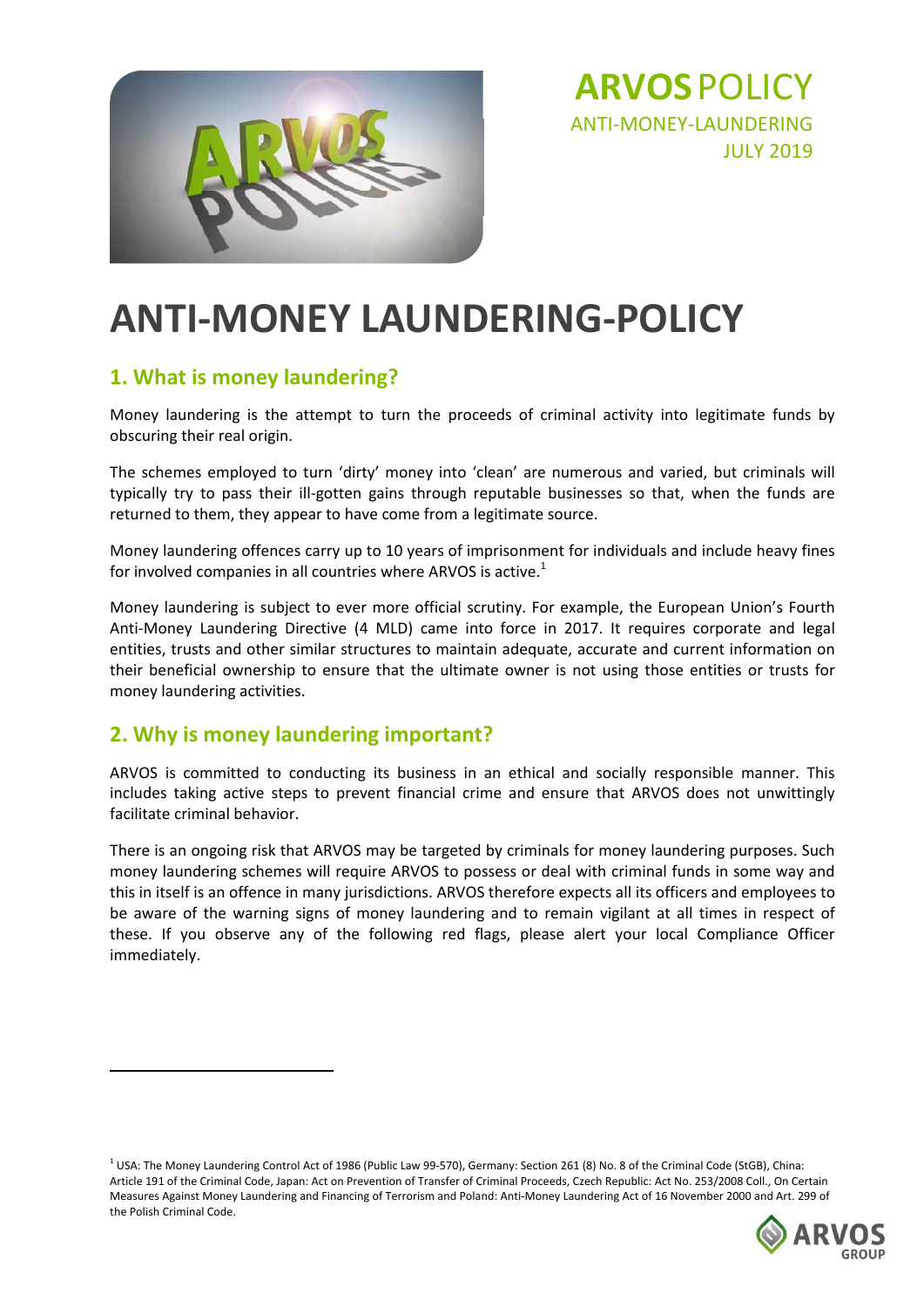**ARVOS** POLICY
ANTI-MONEY-LAUNDERING
JULY 2019

# ANTI-MONEY LAUNDERING-POLICY

## 1. What is money laundering?

Money laundering is the attempt to turn the proceeds of criminal activity into legitimate funds by obscuring their real origin.

The schemes employed to turn 'dirty' money into 'clean' are numerous and varied, but criminals will typically try to pass their ill-gotten gains through reputable businesses so that, when the funds are returned to them, they appear to have come from a legitimate source.

Money laundering offences carry up to 10 years of imprisonment for individuals and include heavy fines for involved companies in all countries where ARVOS is active.[1]

Money laundering is subject to ever more official scrutiny. For example, the European Union's Fourth Anti-Money Laundering Directive (4 MLD) came into force in 2017. It requires corporate and legal entities, trusts and other similar structures to maintain adequate, accurate and current information on their beneficial ownership to ensure that the ultimate owner is not using those entities or trusts for money laundering activities.

## 2. Why is money laundering important?

ARVOS is committed to conducting its business in an ethical and socially responsible manner. This includes taking active steps to prevent financial crime and ensure that ARVOS does not unwittingly facilitate criminal behavior.

There is an ongoing risk that ARVOS may be targeted by criminals for money laundering purposes. Such money laundering schemes will require ARVOS to possess or deal with criminal funds in some way and this in itself is an offence in many jurisdictions. ARVOS therefore expects all its officers and employees to be aware of the warning signs of money laundering and to remain vigilant at all times in respect of these. If you observe any of the following red flags, please alert your local Compliance Officer immediately.

---

[1] USA: The Money Laundering Control Act of 1986 (Public Law 99-570), Germany: Section 261 (8) No. 8 of the Criminal Code (StGB), China: Article 191 of the Criminal Code, Japan: Act on Prevention of Transfer of Criminal Proceeds, Czech Republic: Act No. 253/2008 Coll., On Certain Measures Against Money Laundering and Financing of Terrorism and Poland: Anti-Money Laundering Act of 16 November 2000 and Art. 299 of the Polish Criminal Code.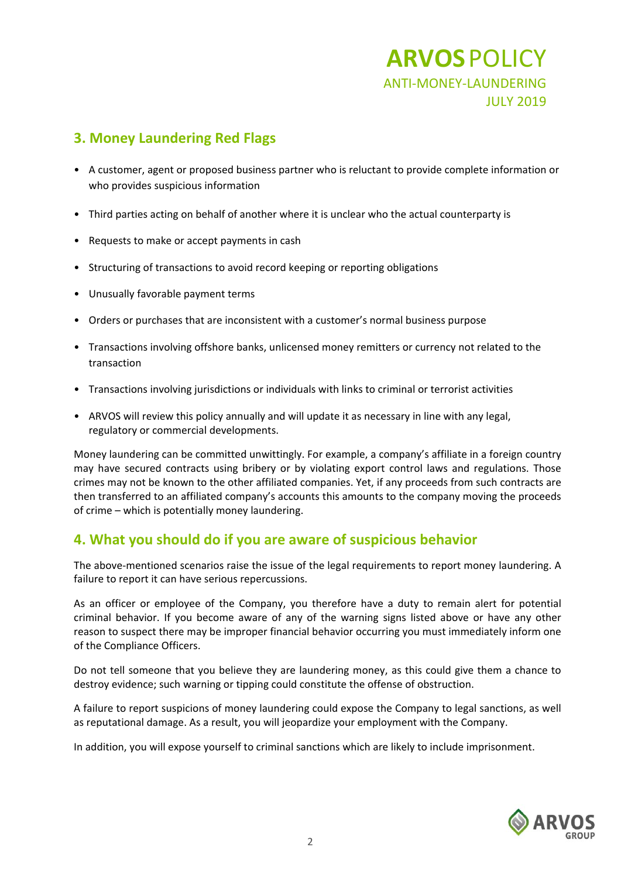## 3. Money Laundering Red Flags

- A customer, agent or proposed business partner who is reluctant to provide complete information or who provides suspicious information
- Third parties acting on behalf of another where it is unclear who the actual counterparty is
- Requests to make or accept payments in cash
- Structuring of transactions to avoid record keeping or reporting obligations
- Unusually favorable payment terms
- Orders or purchases that are inconsistent with a customer's normal business purpose
- Transactions involving offshore banks, unlicensed money remitters or currency not related to the transaction
- Transactions involving jurisdictions or individuals with links to criminal or terrorist activities
- ARVOS will review this policy annually and will update it as necessary in line with any legal, regulatory or commercial developments.

Money laundering can be committed unwittingly. For example, a company's affiliate in a foreign country may have secured contracts using bribery or by violating export control laws and regulations. Those crimes may not be known to the other affiliated companies. Yet, if any proceeds from such contracts are then transferred to an affiliated company's accounts this amounts to the company moving the proceeds of crime – which is potentially money laundering.

## 4. What you should do if you are aware of suspicious behavior

The above-mentioned scenarios raise the issue of the legal requirements to report money laundering. A failure to report it can have serious repercussions.

As an officer or employee of the Company, you therefore have a duty to remain alert for potential criminal behavior. If you become aware of any of the warning signs listed above or have any other reason to suspect there may be improper financial behavior occurring you must immediately inform one of the Compliance Officers.

Do not tell someone that you believe they are laundering money, as this could give them a chance to destroy evidence; such warning or tipping could constitute the offense of obstruction.

A failure to report suspicions of money laundering could expose the Company to legal sanctions, as well as reputational damage. As a result, you will jeopardize your employment with the Company.

In addition, you will expose yourself to criminal sanctions which are likely to include imprisonment.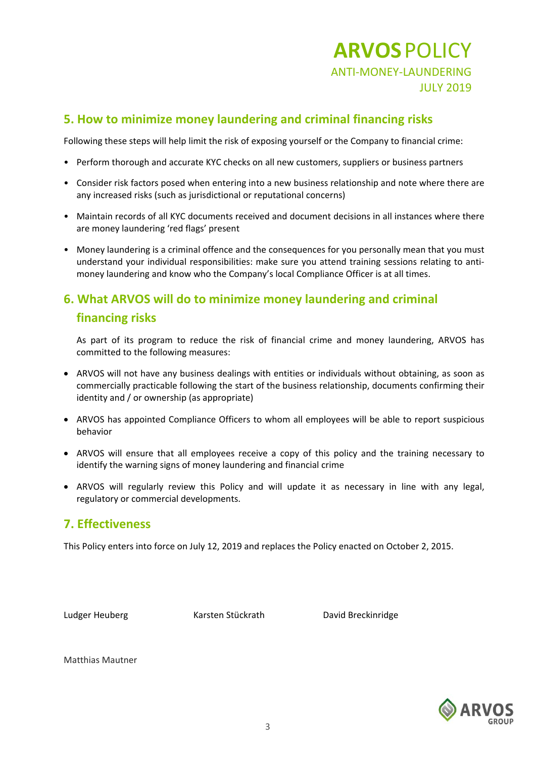## 5. How to minimize money laundering and criminal financing risks

Following these steps will help limit the risk of exposing yourself or the Company to financial crime:

- Perform thorough and accurate KYC checks on all new customers, suppliers or business partners
- Consider risk factors posed when entering into a new business relationship and note where there are any increased risks (such as jurisdictional or reputational concerns)
- Maintain records of all KYC documents received and document decisions in all instances where there are money laundering 'red flags' present
- Money laundering is a criminal offence and the consequences for you personally mean that you must understand your individual responsibilities: make sure you attend training sessions relating to anti-money laundering and know who the Company's local Compliance Officer is at all times.

## 6. What ARVOS will do to minimize money laundering and criminal financing risks

As part of its program to reduce the risk of financial crime and money laundering, ARVOS has committed to the following measures:

- ARVOS will not have any business dealings with entities or individuals without obtaining, as soon as commercially practicable following the start of the business relationship, documents confirming their identity and / or ownership (as appropriate)
- ARVOS has appointed Compliance Officers to whom all employees will be able to report suspicious behavior
- ARVOS will ensure that all employees receive a copy of this policy and the training necessary to identify the warning signs of money laundering and financial crime
- ARVOS will regularly review this Policy and will update it as necessary in line with any legal, regulatory or commercial developments.

## 7. Effectiveness

This Policy enters into force on July 12, 2019 and replaces the Policy enacted on October 2, 2015.

Ludger Heuberg

Karsten Stückrath

David Breckinridge

Matthias Mautner